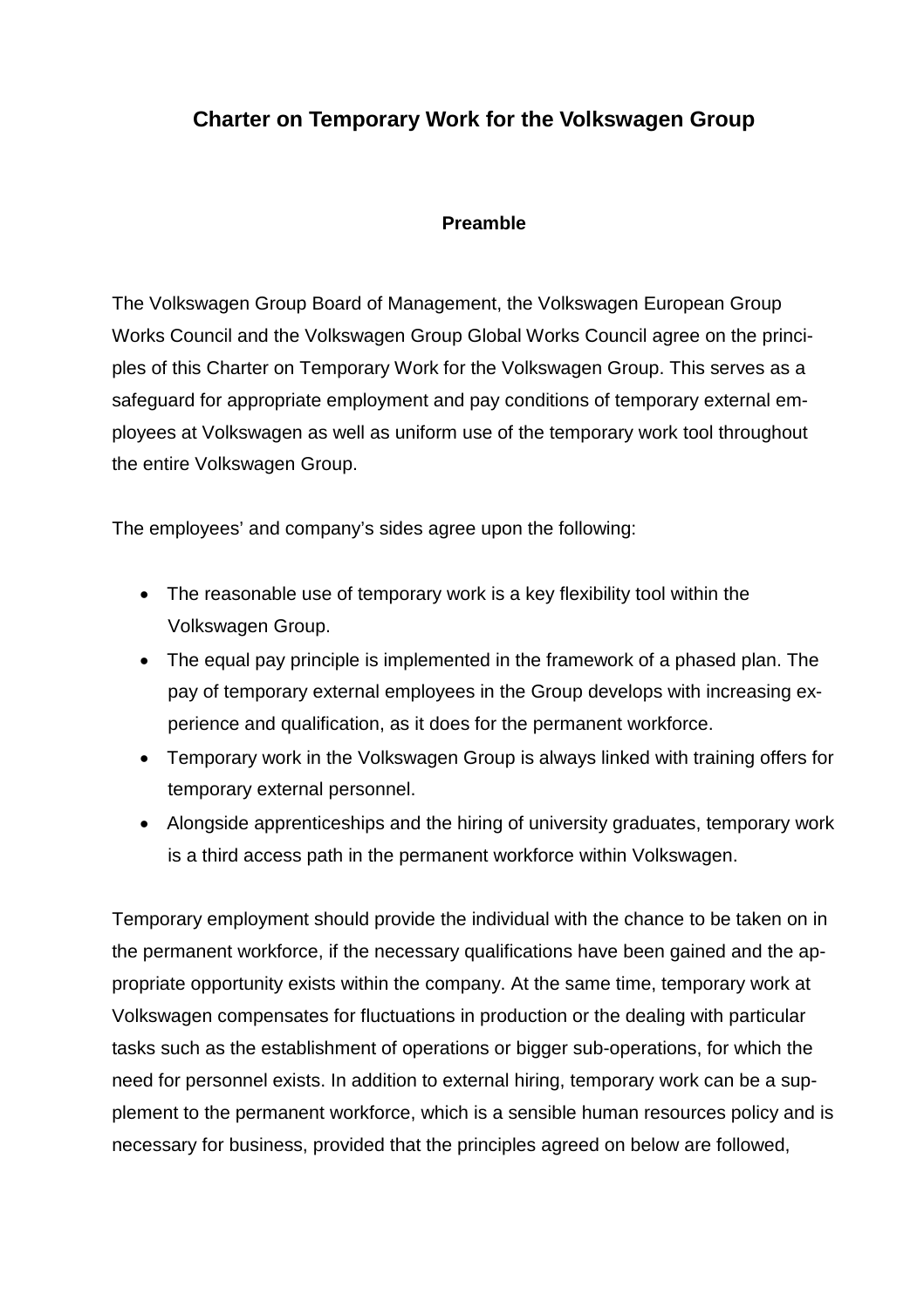# Charter on Temporary Work for the Volkswagen Group

## Preamble

The Volkswagen Group Board of Management, the Volkswagen European Group Works Council and the Volkswagen Group Global Works Council agree on the principles of this Charter on Temporary Work for the Volkswagen Group. This serves as a safeguard for appropriate employment and pay conditions of temporary external employees at Volkswagen as well as uniform use of the temporary work tool throughout the entire Volkswagen Group.

The employees' and company's sides agree upon the following:

- The reasonable use of temporary work is a key flexibility tool within the Volkswagen Group.
- The equal pay principle is implemented in the framework of a phased plan. The pay of temporary external employees in the Group develops with increasing experience and qualification, as it does for the permanent workforce.
- Temporary work in the Volkswagen Group is always linked with training offers for temporary external personnel.
- Alongside apprenticeships and the hiring of university graduates, temporary work is a third access path in the permanent workforce within Volkswagen.

Temporary employment should provide the individual with the chance to be taken on in the permanent workforce, if the necessary qualifications have been gained and the appropriate opportunity exists within the company. At the same time, temporary work at Volkswagen compensates for fluctuations in production or the dealing with particular tasks such as the establishment of operations or bigger sub-operations, for which the need for personnel exists. In addition to external hiring, temporary work can be a supplement to the permanent workforce, which is a sensible human resources policy and is necessary for business, provided that the principles agreed on below are followed,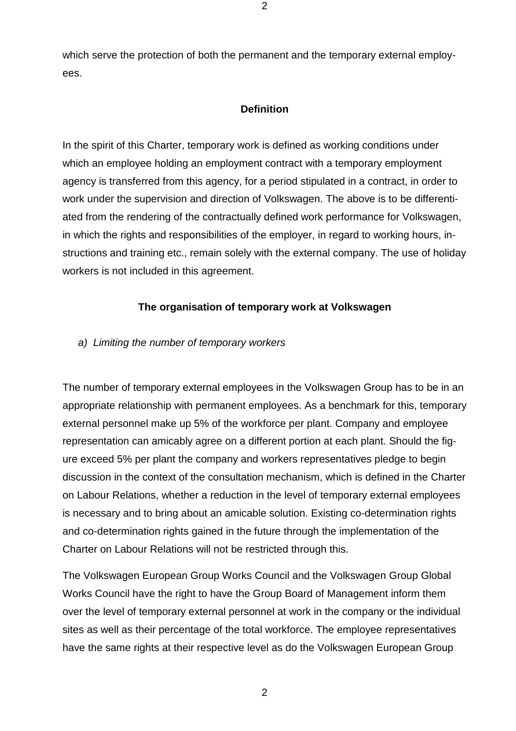which serve the protection of both the permanent and the temporary external employees.

## Definition

In the spirit of this Charter, temporary work is defined as working conditions under which an employee holding an employment contract with a temporary employment agency is transferred from this agency, for a period stipulated in a contract, in order to work under the supervision and direction of Volkswagen. The above is to be differentiated from the rendering of the contractually defined work performance for Volkswagen, in which the rights and responsibilities of the employer, in regard to working hours, instructions and training etc., remain solely with the external company. The use of holiday workers is not included in this agreement.

## The organisation of temporary work at Volkswagen

*a) Limiting the number of temporary workers*

The number of temporary external employees in the Volkswagen Group has to be in an appropriate relationship with permanent employees. As a benchmark for this, temporary external personnel make up 5% of the workforce per plant. Company and employee representation can amicably agree on a different portion at each plant. Should the figure exceed 5% per plant the company and workers representatives pledge to begin discussion in the context of the consultation mechanism, which is defined in the Charter on Labour Relations, whether a reduction in the level of temporary external employees is necessary and to bring about an amicable solution. Existing co-determination rights and co-determination rights gained in the future through the implementation of the Charter on Labour Relations will not be restricted through this.

The Volkswagen European Group Works Council and the Volkswagen Group Global Works Council have the right to have the Group Board of Management inform them over the level of temporary external personnel at work in the company or the individual sites as well as their percentage of the total workforce. The employee representatives have the same rights at their respective level as do the Volkswagen European Group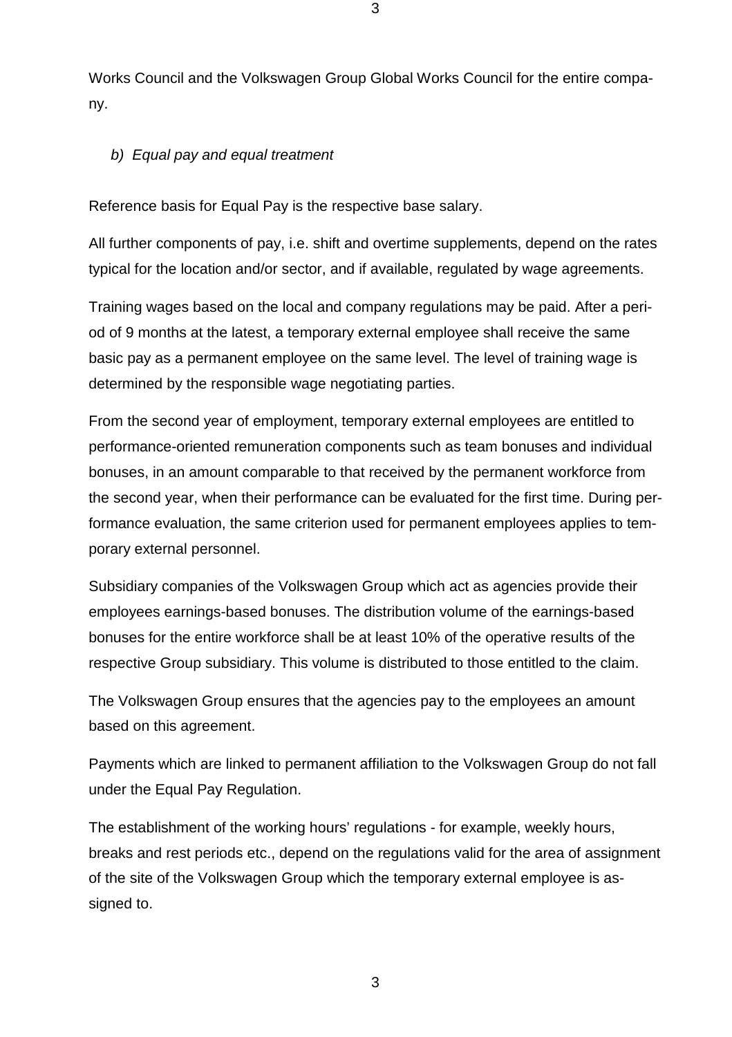Works Council and the Volkswagen Group Global Works Council for the entire company.

*b) Equal pay and equal treatment*

Reference basis for Equal Pay is the respective base salary.

All further components of pay, i.e. shift and overtime supplements, depend on the rates typical for the location and/or sector, and if available, regulated by wage agreements.

Training wages based on the local and company regulations may be paid. After a period of 9 months at the latest, a temporary external employee shall receive the same basic pay as a permanent employee on the same level. The level of training wage is determined by the responsible wage negotiating parties.

From the second year of employment, temporary external employees are entitled to performance-oriented remuneration components such as team bonuses and individual bonuses, in an amount comparable to that received by the permanent workforce from the second year, when their performance can be evaluated for the first time. During performance evaluation, the same criterion used for permanent employees applies to temporary external personnel.

Subsidiary companies of the Volkswagen Group which act as agencies provide their employees earnings-based bonuses. The distribution volume of the earnings-based bonuses for the entire workforce shall be at least 10% of the operative results of the respective Group subsidiary. This volume is distributed to those entitled to the claim.

The Volkswagen Group ensures that the agencies pay to the employees an amount based on this agreement.

Payments which are linked to permanent affiliation to the Volkswagen Group do not fall under the Equal Pay Regulation.

The establishment of the working hours' regulations - for example, weekly hours, breaks and rest periods etc., depend on the regulations valid for the area of assignment of the site of the Volkswagen Group which the temporary external employee is assigned to.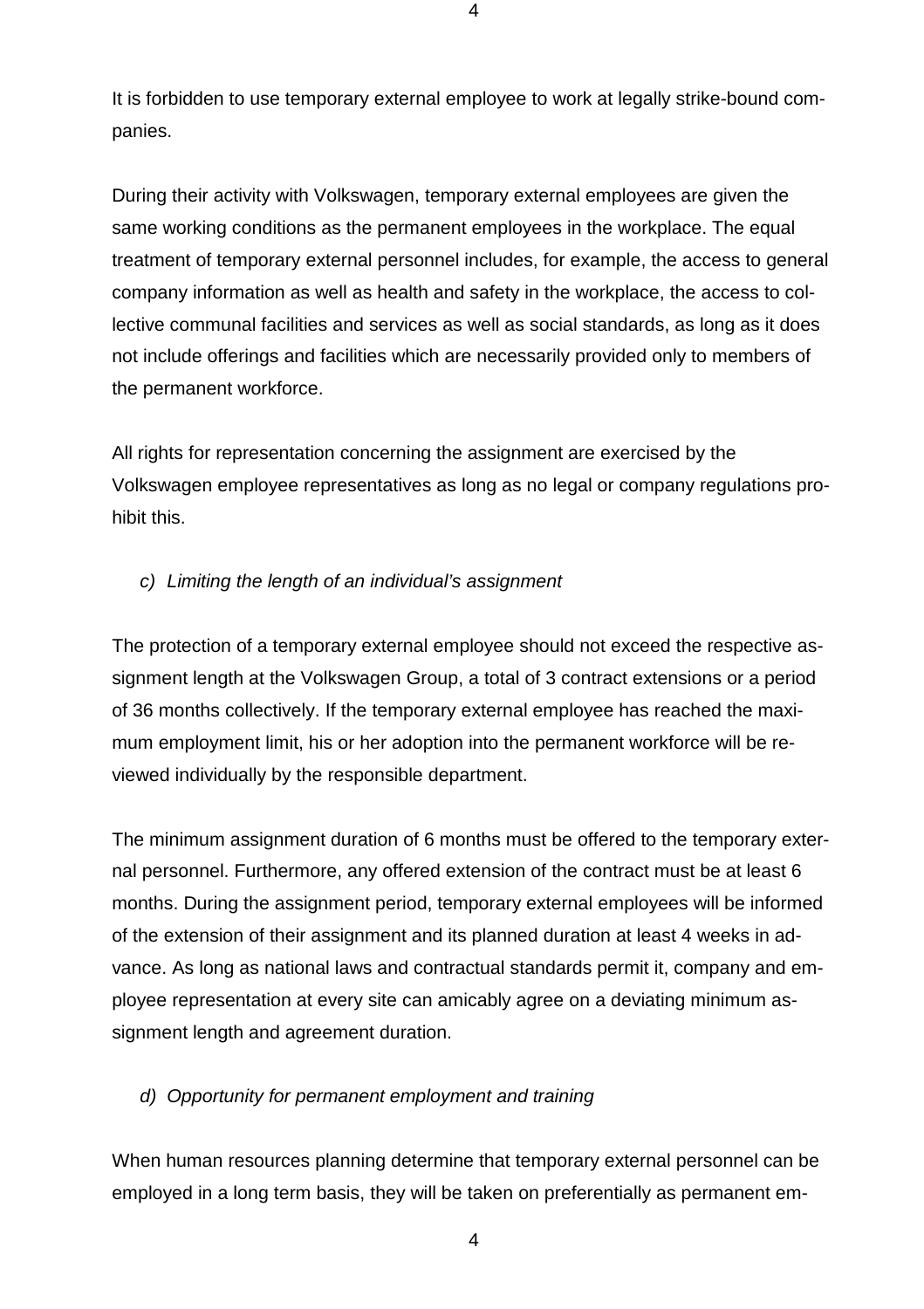It is forbidden to use temporary external employee to work at legally strike-bound companies.

During their activity with Volkswagen, temporary external employees are given the same working conditions as the permanent employees in the workplace. The equal treatment of temporary external personnel includes, for example, the access to general company information as well as health and safety in the workplace, the access to collective communal facilities and services as well as social standards, as long as it does not include offerings and facilities which are necessarily provided only to members of the permanent workforce.

All rights for representation concerning the assignment are exercised by the Volkswagen employee representatives as long as no legal or company regulations prohibit this.

*c) Limiting the length of an individual's assignment*

The protection of a temporary external employee should not exceed the respective assignment length at the Volkswagen Group, a total of 3 contract extensions or a period of 36 months collectively. If the temporary external employee has reached the maximum employment limit, his or her adoption into the permanent workforce will be reviewed individually by the responsible department.

The minimum assignment duration of 6 months must be offered to the temporary external personnel. Furthermore, any offered extension of the contract must be at least 6 months. During the assignment period, temporary external employees will be informed of the extension of their assignment and its planned duration at least 4 weeks in advance. As long as national laws and contractual standards permit it, company and employee representation at every site can amicably agree on a deviating minimum assignment length and agreement duration.

*d) Opportunity for permanent employment and training*

When human resources planning determine that temporary external personnel can be employed in a long term basis, they will be taken on preferentially as permanent em-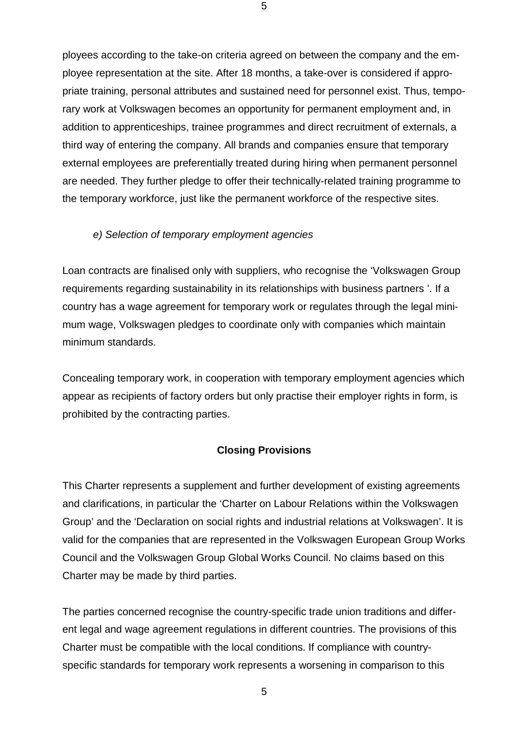ployees according to the take-on criteria agreed on between the company and the employee representation at the site. After 18 months, a take-over is considered if appropriate training, personal attributes and sustained need for personnel exist. Thus, temporary work at Volkswagen becomes an opportunity for permanent employment and, in addition to apprenticeships, trainee programmes and direct recruitment of externals, a third way of entering the company. All brands and companies ensure that temporary external employees are preferentially treated during hiring when permanent personnel are needed. They further pledge to offer their technically-related training programme to the temporary workforce, just like the permanent workforce of the respective sites.

*e) Selection of temporary employment agencies*

Loan contracts are finalised only with suppliers, who recognise the 'Volkswagen Group requirements regarding sustainability in its relationships with business partners '. If a country has a wage agreement for temporary work or regulates through the legal minimum wage, Volkswagen pledges to coordinate only with companies which maintain minimum standards.

Concealing temporary work, in cooperation with temporary employment agencies which appear as recipients of factory orders but only practise their employer rights in form, is prohibited by the contracting parties.

**Closing Provisions**

This Charter represents a supplement and further development of existing agreements and clarifications, in particular the 'Charter on Labour Relations within the Volkswagen Group' and the 'Declaration on social rights and industrial relations at Volkswagen'. It is valid for the companies that are represented in the Volkswagen European Group Works Council and the Volkswagen Group Global Works Council. No claims based on this Charter may be made by third parties.

The parties concerned recognise the country-specific trade union traditions and different legal and wage agreement regulations in different countries. The provisions of this Charter must be compatible with the local conditions. If compliance with country-specific standards for temporary work represents a worsening in comparison to this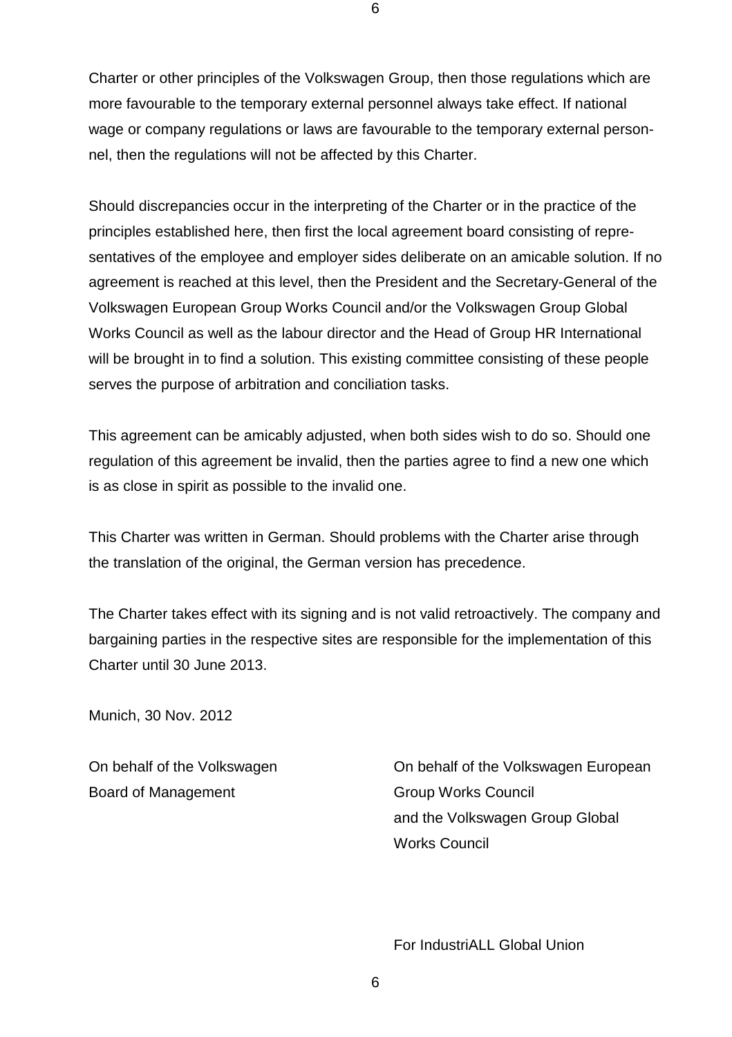Charter or other principles of the Volkswagen Group, then those regulations which are more favourable to the temporary external personnel always take effect. If national wage or company regulations or laws are favourable to the temporary external personnel, then the regulations will not be affected by this Charter.

Should discrepancies occur in the interpreting of the Charter or in the practice of the principles established here, then first the local agreement board consisting of representatives of the employee and employer sides deliberate on an amicable solution. If no agreement is reached at this level, then the President and the Secretary-General of the Volkswagen European Group Works Council and/or the Volkswagen Group Global Works Council as well as the labour director and the Head of Group HR International will be brought in to find a solution. This existing committee consisting of these people serves the purpose of arbitration and conciliation tasks.

This agreement can be amicably adjusted, when both sides wish to do so. Should one regulation of this agreement be invalid, then the parties agree to find a new one which is as close in spirit as possible to the invalid one.

This Charter was written in German. Should problems with the Charter arise through the translation of the original, the German version has precedence.

The Charter takes effect with its signing and is not valid retroactively. The company and bargaining parties in the respective sites are responsible for the implementation of this Charter until 30 June 2013.

Munich, 30 Nov. 2012

On behalf of the Volkswagen Board of Management

On behalf of the Volkswagen European Group Works Council and the Volkswagen Group Global Works Council

For IndustriALL Global Union